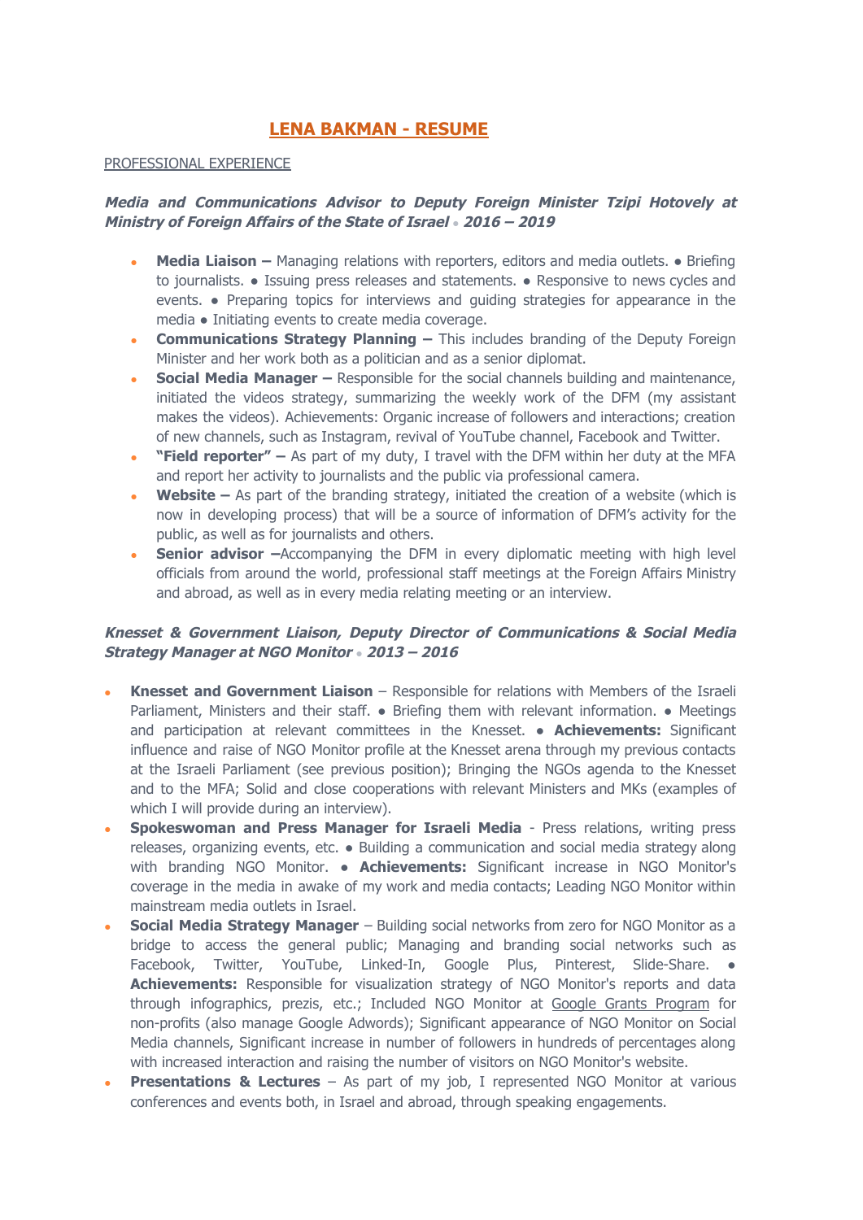# LENA BAKMAN - RESUME

PROFESSIONAL EXPERIENCE

***Media and Communications Advisor to Deputy Foreign Minister Tzipi Hotovely at Ministry of Foreign Affairs of the State of Israel • 2016 – 2019***

- **Media Liaison –** Managing relations with reporters, editors and media outlets. ● Briefing to journalists. ● Issuing press releases and statements. ● Responsive to news cycles and events. ● Preparing topics for interviews and guiding strategies for appearance in the media ● Initiating events to create media coverage.
- **Communications Strategy Planning –** This includes branding of the Deputy Foreign Minister and her work both as a politician and as a senior diplomat.
- **Social Media Manager –** Responsible for the social channels building and maintenance, initiated the videos strategy, summarizing the weekly work of the DFM (my assistant makes the videos). Achievements: Organic increase of followers and interactions; creation of new channels, such as Instagram, revival of YouTube channel, Facebook and Twitter.
- **"Field reporter" –** As part of my duty, I travel with the DFM within her duty at the MFA and report her activity to journalists and the public via professional camera.
- **Website –** As part of the branding strategy, initiated the creation of a website (which is now in developing process) that will be a source of information of DFM's activity for the public, as well as for journalists and others.
- **Senior advisor –**Accompanying the DFM in every diplomatic meeting with high level officials from around the world, professional staff meetings at the Foreign Affairs Ministry and abroad, as well as in every media relating meeting or an interview.

***Knesset & Government Liaison, Deputy Director of Communications & Social Media Strategy Manager at NGO Monitor • 2013 – 2016***

- **Knesset and Government Liaison** – Responsible for relations with Members of the Israeli Parliament, Ministers and their staff. ● Briefing them with relevant information. ● Meetings and participation at relevant committees in the Knesset. ● **Achievements:** Significant influence and raise of NGO Monitor profile at the Knesset arena through my previous contacts at the Israeli Parliament (see previous position); Bringing the NGOs agenda to the Knesset and to the MFA; Solid and close cooperations with relevant Ministers and MKs (examples of which I will provide during an interview).
- **Spokeswoman and Press Manager for Israeli Media** - Press relations, writing press releases, organizing events, etc. ● Building a communication and social media strategy along with branding NGO Monitor. ● **Achievements:** Significant increase in NGO Monitor's coverage in the media in awake of my work and media contacts; Leading NGO Monitor within mainstream media outlets in Israel.
- **Social Media Strategy Manager** – Building social networks from zero for NGO Monitor as a bridge to access the general public; Managing and branding social networks such as Facebook, Twitter, YouTube, Linked-In, Google Plus, Pinterest, Slide-Share. ● **Achievements:** Responsible for visualization strategy of NGO Monitor's reports and data through infographics, prezis, etc.; Included NGO Monitor at Google Grants Program for non-profits (also manage Google Adwords); Significant appearance of NGO Monitor on Social Media channels, Significant increase in number of followers in hundreds of percentages along with increased interaction and raising the number of visitors on NGO Monitor's website.
- **Presentations & Lectures** – As part of my job, I represented NGO Monitor at various conferences and events both, in Israel and abroad, through speaking engagements.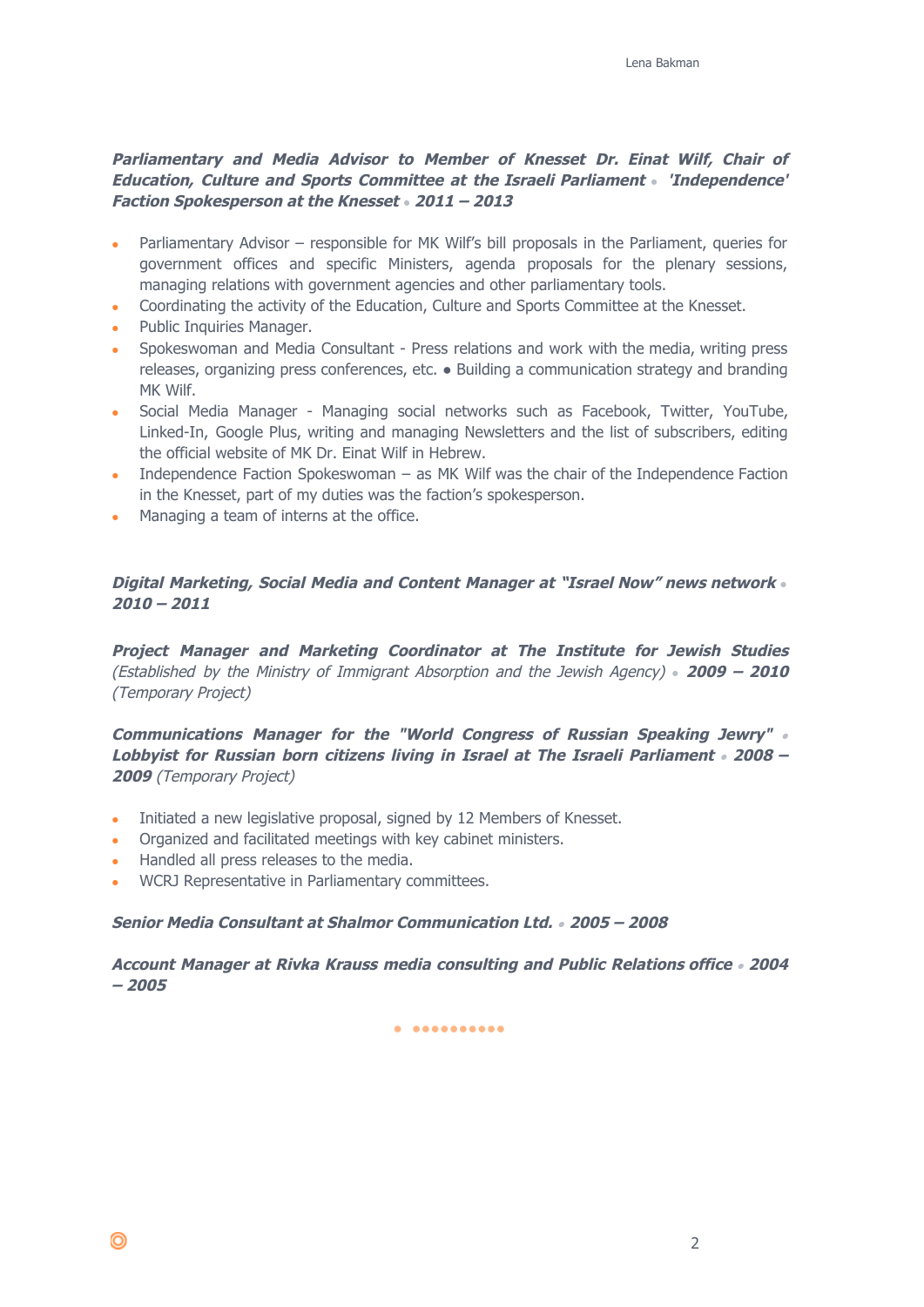***Parliamentary and Media Advisor to Member of Knesset Dr. Einat Wilf, Chair of Education, Culture and Sports Committee at the Israeli Parliament • 'Independence' Faction Spokesperson at the Knesset • 2011 – 2013***

- Parliamentary Advisor – responsible for MK Wilf's bill proposals in the Parliament, queries for government offices and specific Ministers, agenda proposals for the plenary sessions, managing relations with government agencies and other parliamentary tools.
- Coordinating the activity of the Education, Culture and Sports Committee at the Knesset.
- Public Inquiries Manager.
- Spokeswoman and Media Consultant - Press relations and work with the media, writing press releases, organizing press conferences, etc. ● Building a communication strategy and branding MK Wilf.
- Social Media Manager - Managing social networks such as Facebook, Twitter, YouTube, Linked-In, Google Plus, writing and managing Newsletters and the list of subscribers, editing the official website of MK Dr. Einat Wilf in Hebrew.
- Independence Faction Spokeswoman – as MK Wilf was the chair of the Independence Faction in the Knesset, part of my duties was the faction's spokesperson.
- Managing a team of interns at the office.

***Digital Marketing, Social Media and Content Manager at "Israel Now" news network • 2010 – 2011***

***Project Manager and Marketing Coordinator at The Institute for Jewish Studies*** *(Established by the Ministry of Immigrant Absorption and the Jewish Agency)* • ***2009 – 2010*** *(Temporary Project)*

***Communications Manager for the "World Congress of Russian Speaking Jewry" • Lobbyist for Russian born citizens living in Israel at The Israeli Parliament • 2008 – 2009*** *(Temporary Project)*

- Initiated a new legislative proposal, signed by 12 Members of Knesset.
- Organized and facilitated meetings with key cabinet ministers.
- Handled all press releases to the media.
- WCRJ Representative in Parliamentary committees.

***Senior Media Consultant at Shalmor Communication Ltd. • 2005 – 2008***

***Account Manager at Rivka Krauss media consulting and Public Relations office • 2004 – 2005***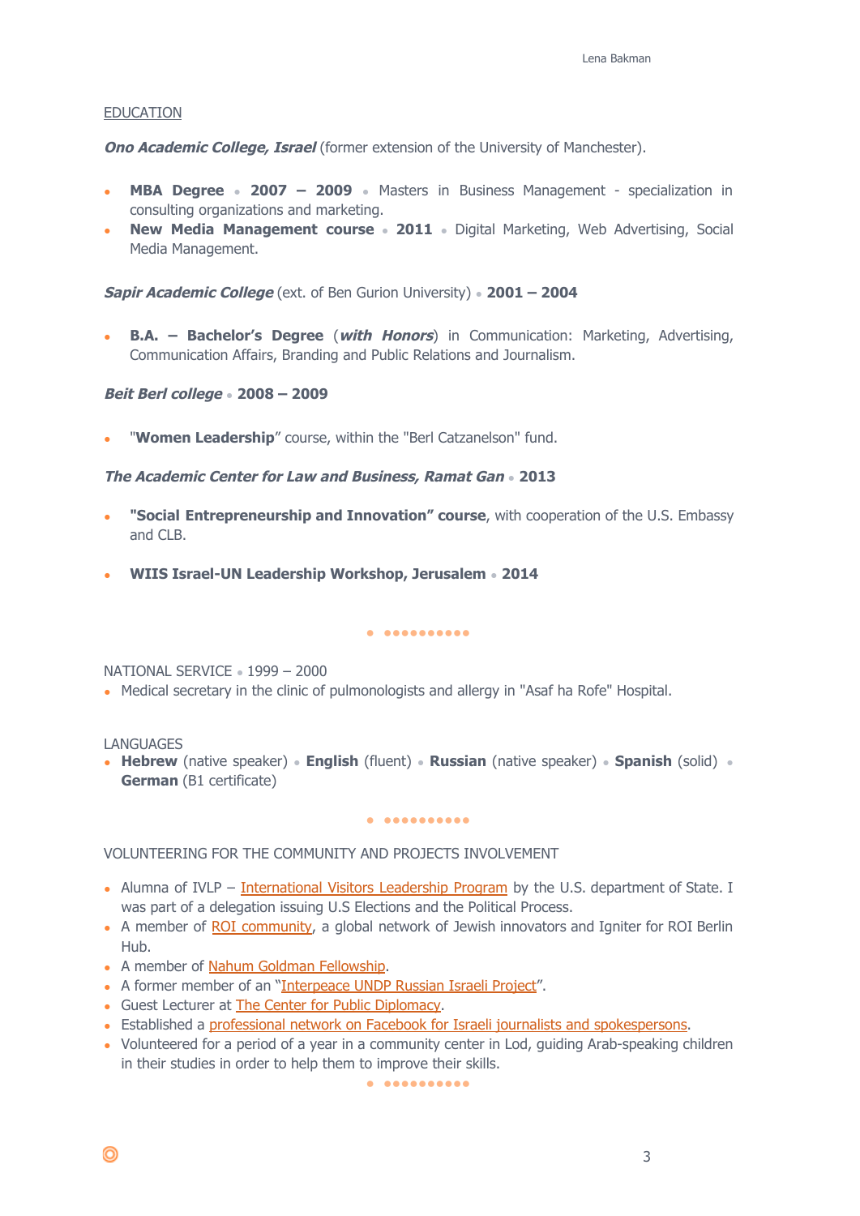## EDUCATION

***Ono Academic College, Israel*** (former extension of the University of Manchester).

- **MBA Degree** • **2007 – 2009** • Masters in Business Management - specialization in consulting organizations and marketing.
- **New Media Management course** • **2011** • Digital Marketing, Web Advertising, Social Media Management.

***Sapir Academic College*** (ext. of Ben Gurion University) • **2001 – 2004**

- **B.A. – Bachelor's Degree** (***with Honors***) in Communication: Marketing, Advertising, Communication Affairs, Branding and Public Relations and Journalism.

***Beit Berl college*** • **2008 – 2009**

- "**Women Leadership**" course, within the "Berl Catzanelson" fund.

***The Academic Center for Law and Business, Ramat Gan*** • **2013**

- **"Social Entrepreneurship and Innovation" course**, with cooperation of the U.S. Embassy and CLB.

- **WIIS Israel-UN Leadership Workshop, Jerusalem** • **2014**

## NATIONAL SERVICE • 1999 – 2000

- Medical secretary in the clinic of pulmonologists and allergy in "Asaf ha Rofe" Hospital.

## LANGUAGES

- **Hebrew** (native speaker) • **English** (fluent) • **Russian** (native speaker) • **Spanish** (solid) • **German** (B1 certificate)

## VOLUNTEERING FOR THE COMMUNITY AND PROJECTS INVOLVEMENT

- Alumna of IVLP – International Visitors Leadership Program by the U.S. department of State. I was part of a delegation issuing U.S Elections and the Political Process.
- A member of ROI community, a global network of Jewish innovators and Igniter for ROI Berlin Hub.
- A member of Nahum Goldman Fellowship.
- A former member of an "Interpeace UNDP Russian Israeli Project".
- Guest Lecturer at The Center for Public Diplomacy.
- Established a professional network on Facebook for Israeli journalists and spokespersons.
- Volunteered for a period of a year in a community center in Lod, guiding Arab-speaking children in their studies in order to help them to improve their skills.